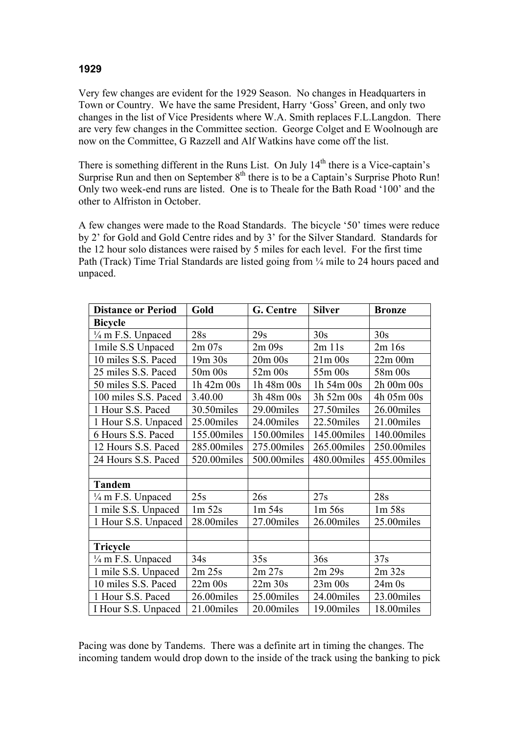**1929**

Very few changes are evident for the 1929 Season. No changes in Headquarters in Town or Country. We have the same President, Harry 'Goss' Green, and only two changes in the list of Vice Presidents where W.A. Smith replaces F.L.Langdon. There are very few changes in the Committee section. George Colget and E Woolnough are now on the Committee, G Razzell and Alf Watkins have come off the list.

There is something different in the Runs List. On July 14th there is a Vice-captain's Surprise Run and then on September 8th there is to be a Captain's Surprise Photo Run! Only two week-end runs are listed. One is to Theale for the Bath Road '100' and the other to Alfriston in October.

A few changes were made to the Road Standards. The bicycle '50' times were reduce by 2' for Gold and Gold Centre rides and by 3' for the Silver Standard. Standards for the 12 hour solo distances were raised by 5 miles for each level. For the first time Path (Track) Time Trial Standards are listed going from ¼ mile to 24 hours paced and unpaced.

| Distance or Period | Gold | G. Centre | Silver | Bronze |
|---|---|---|---|---|
| **Bicycle** | | | | |
| ¼ m F.S. Unpaced | 28s | 29s | 30s | 30s |
| 1mile S.S Unpaced | 2m 07s | 2m 09s | 2m 11s | 2m 16s |
| 10 miles S.S. Paced | 19m 30s | 20m 00s | 21m 00s | 22m 00m |
| 25 miles S.S. Paced | 50m 00s | 52m 00s | 55m 00s | 58m 00s |
| 50 miles S.S. Paced | 1h 42m 00s | 1h 48m 00s | 1h 54m 00s | 2h 00m 00s |
| 100 miles S.S. Paced | 3.40.00 | 3h 48m 00s | 3h 52m 00s | 4h 05m 00s |
| 1 Hour S.S. Paced | 30.50miles | 29.00miles | 27.50miles | 26.00miles |
| 1 Hour S.S. Unpaced | 25.00miles | 24.00miles | 22.50miles | 21.00miles |
| 6 Hours S.S. Paced | 155.00miles | 150.00miles | 145.00miles | 140.00miles |
| 12 Hours S.S. Paced | 285.00miles | 275.00miles | 265.00miles | 250.00miles |
| 24 Hours S.S. Paced | 520.00miles | 500.00miles | 480.00miles | 455.00miles |
| | | | | |
| **Tandem** | | | | |
| ¼ m F.S. Unpaced | 25s | 26s | 27s | 28s |
| 1 mile S.S. Unpaced | 1m 52s | 1m 54s | 1m 56s | 1m 58s |
| 1 Hour S.S. Unpaced | 28.00miles | 27.00miles | 26.00miles | 25.00miles |
| | | | | |
| **Tricycle** | | | | |
| ¼ m F.S. Unpaced | 34s | 35s | 36s | 37s |
| 1 mile S.S. Unpaced | 2m 25s | 2m 27s | 2m 29s | 2m 32s |
| 10 miles S.S. Paced | 22m 00s | 22m 30s | 23m 00s | 24m 0s |
| 1 Hour S.S. Paced | 26.00miles | 25.00miles | 24.00miles | 23.00miles |
| I Hour S.S. Unpaced | 21.00miles | 20.00miles | 19.00miles | 18.00miles |

Pacing was done by Tandems. There was a definite art in timing the changes. The incoming tandem would drop down to the inside of the track using the banking to pick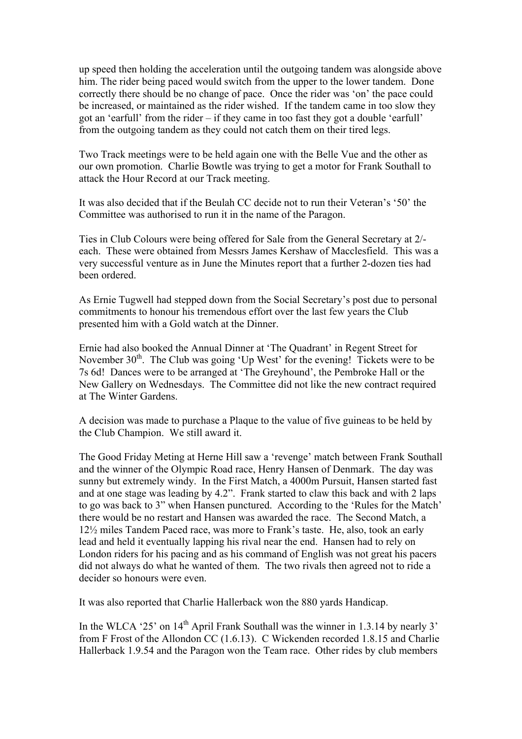up speed then holding the acceleration until the outgoing tandem was alongside above him. The rider being paced would switch from the upper to the lower tandem. Done correctly there should be no change of pace. Once the rider was 'on' the pace could be increased, or maintained as the rider wished. If the tandem came in too slow they got an 'earfull' from the rider – if they came in too fast they got a double 'earfull' from the outgoing tandem as they could not catch them on their tired legs.

Two Track meetings were to be held again one with the Belle Vue and the other as our own promotion. Charlie Bowtle was trying to get a motor for Frank Southall to attack the Hour Record at our Track meeting.

It was also decided that if the Beulah CC decide not to run their Veteran's '50' the Committee was authorised to run it in the name of the Paragon.

Ties in Club Colours were being offered for Sale from the General Secretary at 2/- each. These were obtained from Messrs James Kershaw of Macclesfield. This was a very successful venture as in June the Minutes report that a further 2-dozen ties had been ordered.

As Ernie Tugwell had stepped down from the Social Secretary's post due to personal commitments to honour his tremendous effort over the last few years the Club presented him with a Gold watch at the Dinner.

Ernie had also booked the Annual Dinner at 'The Quadrant' in Regent Street for November 30th. The Club was going 'Up West' for the evening! Tickets were to be 7s 6d! Dances were to be arranged at 'The Greyhound', the Pembroke Hall or the New Gallery on Wednesdays. The Committee did not like the new contract required at The Winter Gardens.

A decision was made to purchase a Plaque to the value of five guineas to be held by the Club Champion. We still award it.

The Good Friday Meting at Herne Hill saw a 'revenge' match between Frank Southall and the winner of the Olympic Road race, Henry Hansen of Denmark. The day was sunny but extremely windy. In the First Match, a 4000m Pursuit, Hansen started fast and at one stage was leading by 4.2". Frank started to claw this back and with 2 laps to go was back to 3" when Hansen punctured. According to the 'Rules for the Match' there would be no restart and Hansen was awarded the race. The Second Match, a 12½ miles Tandem Paced race, was more to Frank's taste. He, also, took an early lead and held it eventually lapping his rival near the end. Hansen had to rely on London riders for his pacing and as his command of English was not great his pacers did not always do what he wanted of them. The two rivals then agreed not to ride a decider so honours were even.

It was also reported that Charlie Hallerback won the 880 yards Handicap.

In the WLCA '25' on 14th April Frank Southall was the winner in 1.3.14 by nearly 3' from F Frost of the Allondon CC (1.6.13). C Wickenden recorded 1.8.15 and Charlie Hallerback 1.9.54 and the Paragon won the Team race. Other rides by club members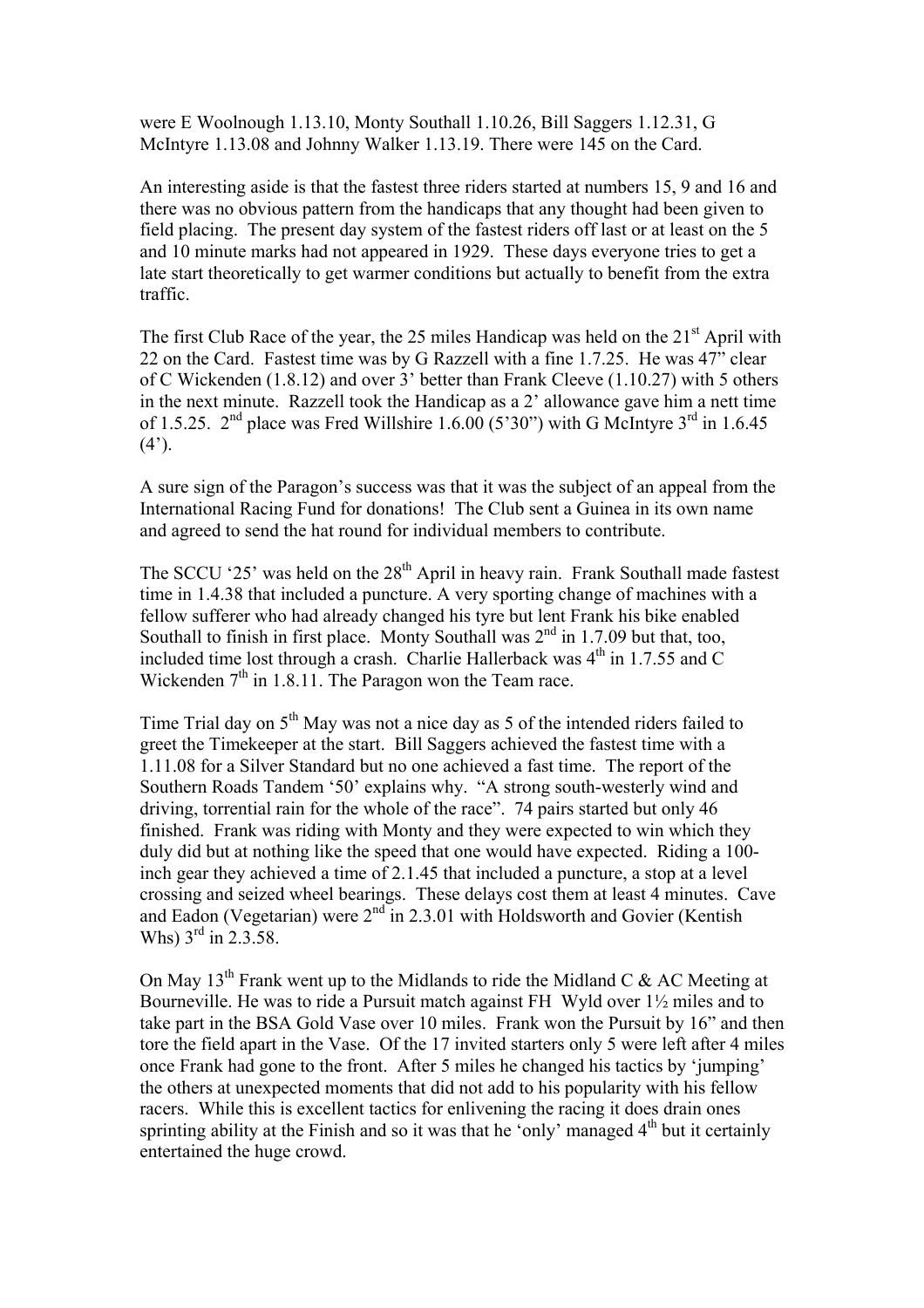were E Woolnough 1.13.10, Monty Southall 1.10.26, Bill Saggers 1.12.31, G McIntyre 1.13.08 and Johnny Walker 1.13.19. There were 145 on the Card.

An interesting aside is that the fastest three riders started at numbers 15, 9 and 16 and there was no obvious pattern from the handicaps that any thought had been given to field placing. The present day system of the fastest riders off last or at least on the 5 and 10 minute marks had not appeared in 1929. These days everyone tries to get a late start theoretically to get warmer conditions but actually to benefit from the extra traffic.

The first Club Race of the year, the 25 miles Handicap was held on the 21st April with 22 on the Card. Fastest time was by G Razzell with a fine 1.7.25. He was 47" clear of C Wickenden (1.8.12) and over 3' better than Frank Cleeve (1.10.27) with 5 others in the next minute. Razzell took the Handicap as a 2' allowance gave him a nett time of 1.5.25. 2nd place was Fred Willshire 1.6.00 (5'30") with G McIntyre 3rd in 1.6.45 (4').

A sure sign of the Paragon's success was that it was the subject of an appeal from the International Racing Fund for donations! The Club sent a Guinea in its own name and agreed to send the hat round for individual members to contribute.

The SCCU '25' was held on the 28th April in heavy rain. Frank Southall made fastest time in 1.4.38 that included a puncture. A very sporting change of machines with a fellow sufferer who had already changed his tyre but lent Frank his bike enabled Southall to finish in first place. Monty Southall was 2nd in 1.7.09 but that, too, included time lost through a crash. Charlie Hallerback was 4th in 1.7.55 and C Wickenden 7th in 1.8.11. The Paragon won the Team race.

Time Trial day on 5th May was not a nice day as 5 of the intended riders failed to greet the Timekeeper at the start. Bill Saggers achieved the fastest time with a 1.11.08 for a Silver Standard but no one achieved a fast time. The report of the Southern Roads Tandem '50' explains why. "A strong south-westerly wind and driving, torrential rain for the whole of the race". 74 pairs started but only 46 finished. Frank was riding with Monty and they were expected to win which they duly did but at nothing like the speed that one would have expected. Riding a 100-inch gear they achieved a time of 2.1.45 that included a puncture, a stop at a level crossing and seized wheel bearings. These delays cost them at least 4 minutes. Cave and Eadon (Vegetarian) were 2nd in 2.3.01 with Holdsworth and Govier (Kentish Whs) 3rd in 2.3.58.

On May 13th Frank went up to the Midlands to ride the Midland C & AC Meeting at Bourneville. He was to ride a Pursuit match against FH Wyld over 1½ miles and to take part in the BSA Gold Vase over 10 miles. Frank won the Pursuit by 16" and then tore the field apart in the Vase. Of the 17 invited starters only 5 were left after 4 miles once Frank had gone to the front. After 5 miles he changed his tactics by 'jumping' the others at unexpected moments that did not add to his popularity with his fellow racers. While this is excellent tactics for enlivening the racing it does drain ones sprinting ability at the Finish and so it was that he 'only' managed 4th but it certainly entertained the huge crowd.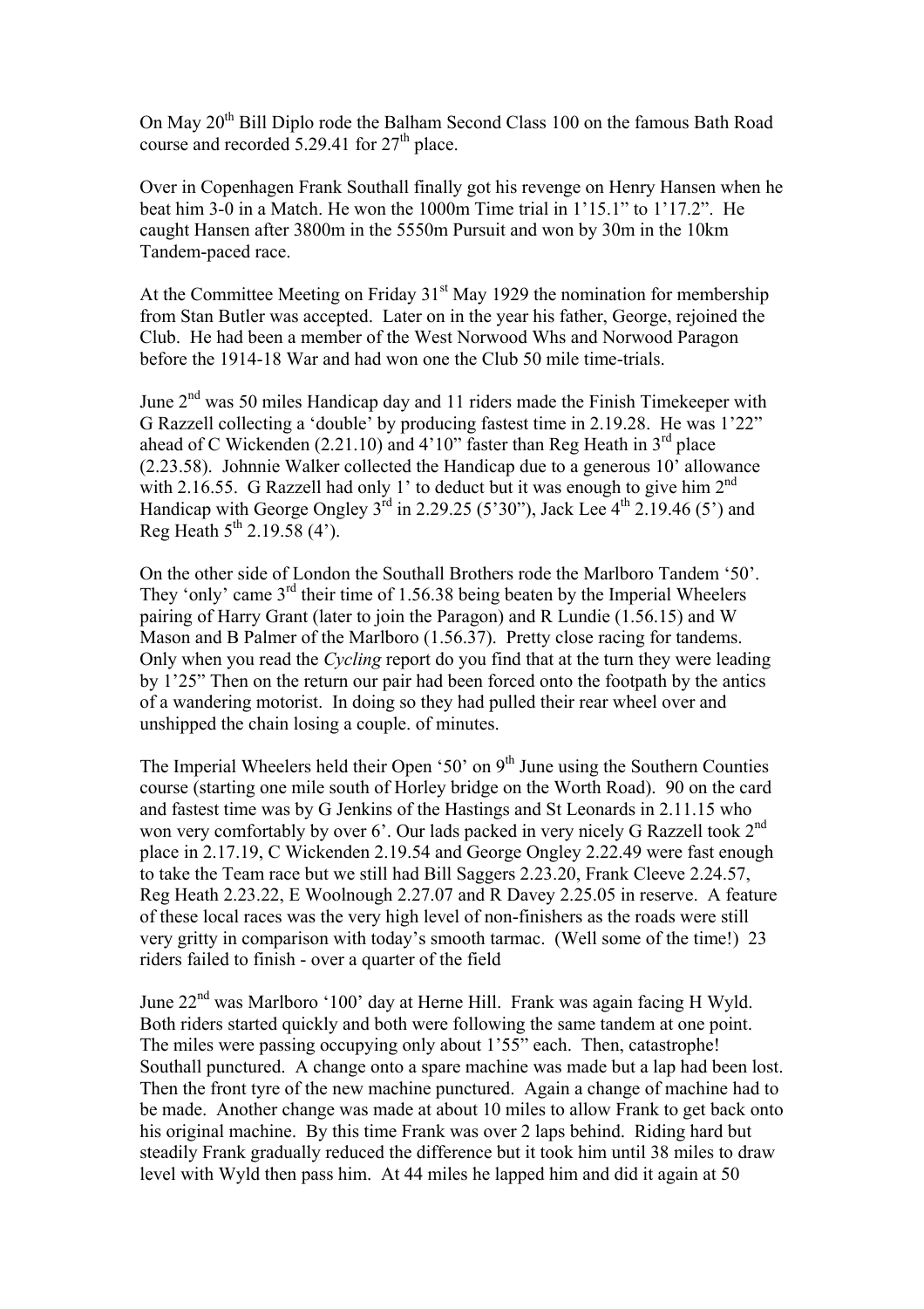On May 20th Bill Diplo rode the Balham Second Class 100 on the famous Bath Road course and recorded 5.29.41 for 27th place.

Over in Copenhagen Frank Southall finally got his revenge on Henry Hansen when he beat him 3-0 in a Match. He won the 1000m Time trial in 1'15.1" to 1'17.2". He caught Hansen after 3800m in the 5550m Pursuit and won by 30m in the 10km Tandem-paced race.

At the Committee Meeting on Friday 31st May 1929 the nomination for membership from Stan Butler was accepted. Later on in the year his father, George, rejoined the Club. He had been a member of the West Norwood Whs and Norwood Paragon before the 1914-18 War and had won one the Club 50 mile time-trials.

June 2nd was 50 miles Handicap day and 11 riders made the Finish Timekeeper with G Razzell collecting a 'double' by producing fastest time in 2.19.28. He was 1'22" ahead of C Wickenden (2.21.10) and 4'10" faster than Reg Heath in 3rd place (2.23.58). Johnnie Walker collected the Handicap due to a generous 10' allowance with 2.16.55. G Razzell had only 1' to deduct but it was enough to give him 2nd Handicap with George Ongley 3rd in 2.29.25 (5'30"), Jack Lee 4th 2.19.46 (5') and Reg Heath 5th 2.19.58 (4').

On the other side of London the Southall Brothers rode the Marlboro Tandem '50'. They 'only' came 3rd their time of 1.56.38 being beaten by the Imperial Wheelers pairing of Harry Grant (later to join the Paragon) and R Lundie (1.56.15) and W Mason and B Palmer of the Marlboro (1.56.37). Pretty close racing for tandems. Only when you read the *Cycling* report do you find that at the turn they were leading by 1'25" Then on the return our pair had been forced onto the footpath by the antics of a wandering motorist. In doing so they had pulled their rear wheel over and unshipped the chain losing a couple. of minutes.

The Imperial Wheelers held their Open '50' on 9th June using the Southern Counties course (starting one mile south of Horley bridge on the Worth Road). 90 on the card and fastest time was by G Jenkins of the Hastings and St Leonards in 2.11.15 who won very comfortably by over 6'. Our lads packed in very nicely G Razzell took 2nd place in 2.17.19, C Wickenden 2.19.54 and George Ongley 2.22.49 were fast enough to take the Team race but we still had Bill Saggers 2.23.20, Frank Cleeve 2.24.57, Reg Heath 2.23.22, E Woolnough 2.27.07 and R Davey 2.25.05 in reserve. A feature of these local races was the very high level of non-finishers as the roads were still very gritty in comparison with today's smooth tarmac. (Well some of the time!) 23 riders failed to finish - over a quarter of the field

June 22nd was Marlboro '100' day at Herne Hill. Frank was again facing H Wyld. Both riders started quickly and both were following the same tandem at one point. The miles were passing occupying only about 1'55" each. Then, catastrophe! Southall punctured. A change onto a spare machine was made but a lap had been lost. Then the front tyre of the new machine punctured. Again a change of machine had to be made. Another change was made at about 10 miles to allow Frank to get back onto his original machine. By this time Frank was over 2 laps behind. Riding hard but steadily Frank gradually reduced the difference but it took him until 38 miles to draw level with Wyld then pass him. At 44 miles he lapped him and did it again at 50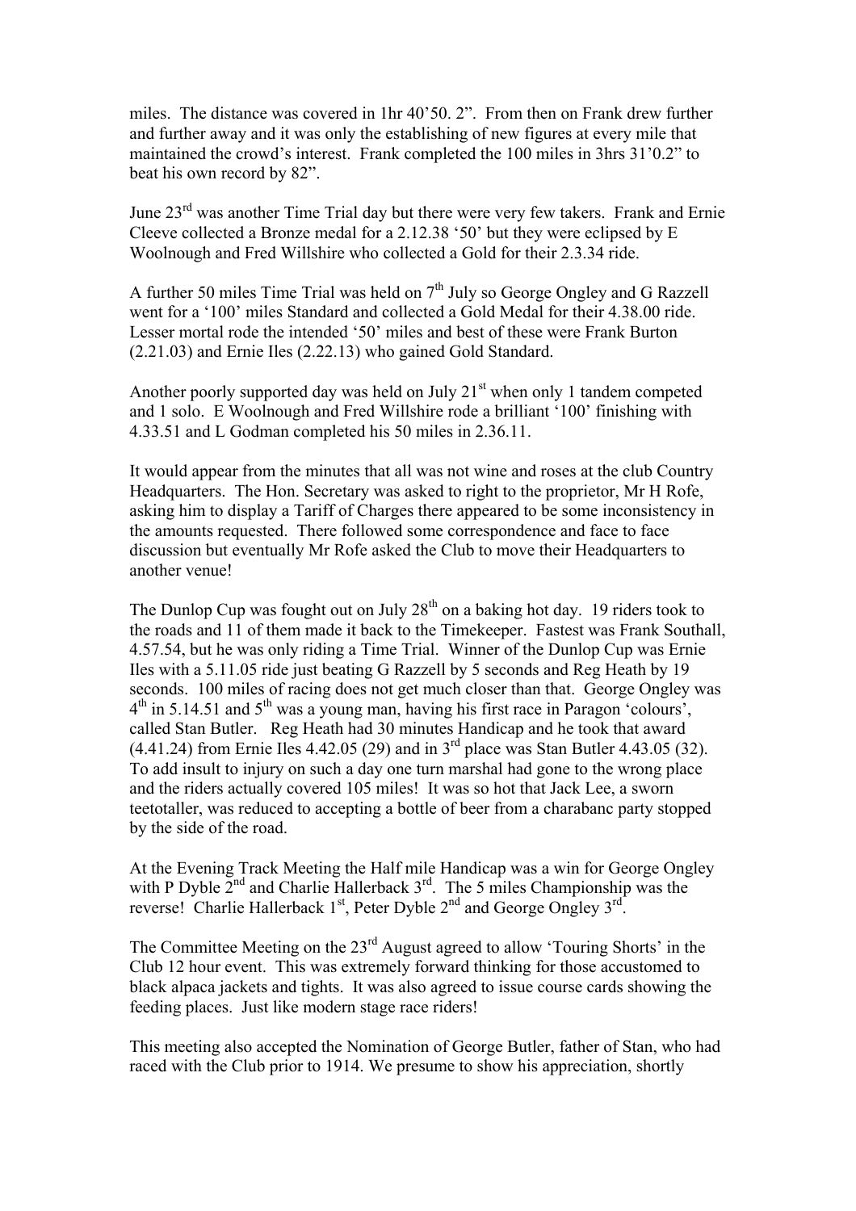miles. The distance was covered in 1hr 40'50. 2". From then on Frank drew further and further away and it was only the establishing of new figures at every mile that maintained the crowd's interest. Frank completed the 100 miles in 3hrs 31'0.2" to beat his own record by 82".

June 23rd was another Time Trial day but there were very few takers. Frank and Ernie Cleeve collected a Bronze medal for a 2.12.38 '50' but they were eclipsed by E Woolnough and Fred Willshire who collected a Gold for their 2.3.34 ride.

A further 50 miles Time Trial was held on 7th July so George Ongley and G Razzell went for a '100' miles Standard and collected a Gold Medal for their 4.38.00 ride. Lesser mortal rode the intended '50' miles and best of these were Frank Burton (2.21.03) and Ernie Iles (2.22.13) who gained Gold Standard.

Another poorly supported day was held on July 21st when only 1 tandem competed and 1 solo. E Woolnough and Fred Willshire rode a brilliant '100' finishing with 4.33.51 and L Godman completed his 50 miles in 2.36.11.

It would appear from the minutes that all was not wine and roses at the club Country Headquarters. The Hon. Secretary was asked to right to the proprietor, Mr H Rofe, asking him to display a Tariff of Charges there appeared to be some inconsistency in the amounts requested. There followed some correspondence and face to face discussion but eventually Mr Rofe asked the Club to move their Headquarters to another venue!

The Dunlop Cup was fought out on July 28th on a baking hot day. 19 riders took to the roads and 11 of them made it back to the Timekeeper. Fastest was Frank Southall, 4.57.54, but he was only riding a Time Trial. Winner of the Dunlop Cup was Ernie Iles with a 5.11.05 ride just beating G Razzell by 5 seconds and Reg Heath by 19 seconds. 100 miles of racing does not get much closer than that. George Ongley was 4th in 5.14.51 and 5th was a young man, having his first race in Paragon 'colours', called Stan Butler. Reg Heath had 30 minutes Handicap and he took that award (4.41.24) from Ernie Iles 4.42.05 (29) and in 3rd place was Stan Butler 4.43.05 (32). To add insult to injury on such a day one turn marshal had gone to the wrong place and the riders actually covered 105 miles! It was so hot that Jack Lee, a sworn teetotaller, was reduced to accepting a bottle of beer from a charabanc party stopped by the side of the road.

At the Evening Track Meeting the Half mile Handicap was a win for George Ongley with P Dyble 2nd and Charlie Hallerback 3rd. The 5 miles Championship was the reverse! Charlie Hallerback 1st, Peter Dyble 2nd and George Ongley 3rd.

The Committee Meeting on the 23rd August agreed to allow 'Touring Shorts' in the Club 12 hour event. This was extremely forward thinking for those accustomed to black alpaca jackets and tights. It was also agreed to issue course cards showing the feeding places. Just like modern stage race riders!

This meeting also accepted the Nomination of George Butler, father of Stan, who had raced with the Club prior to 1914. We presume to show his appreciation, shortly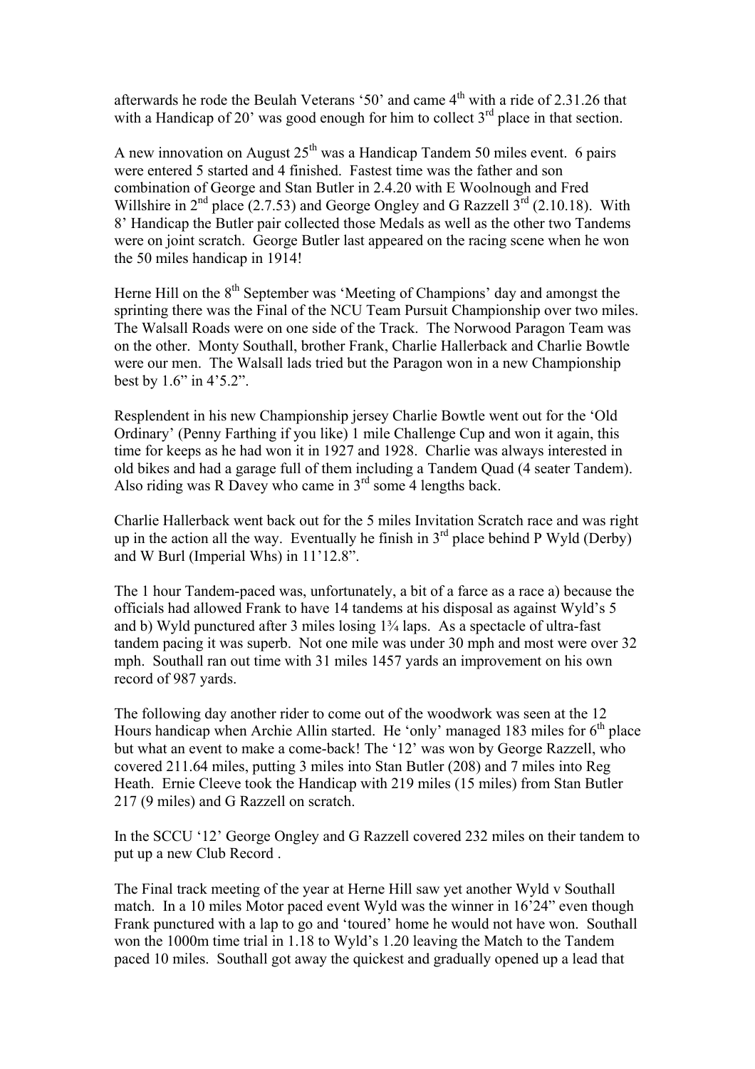afterwards he rode the Beulah Veterans '50' and came 4th with a ride of 2.31.26 that with a Handicap of 20' was good enough for him to collect 3rd place in that section.

A new innovation on August 25th was a Handicap Tandem 50 miles event. 6 pairs were entered 5 started and 4 finished. Fastest time was the father and son combination of George and Stan Butler in 2.4.20 with E Woolnough and Fred Willshire in 2nd place (2.7.53) and George Ongley and G Razzell 3rd (2.10.18). With 8' Handicap the Butler pair collected those Medals as well as the other two Tandems were on joint scratch. George Butler last appeared on the racing scene when he won the 50 miles handicap in 1914!

Herne Hill on the 8th September was 'Meeting of Champions' day and amongst the sprinting there was the Final of the NCU Team Pursuit Championship over two miles. The Walsall Roads were on one side of the Track. The Norwood Paragon Team was on the other. Monty Southall, brother Frank, Charlie Hallerback and Charlie Bowtle were our men. The Walsall lads tried but the Paragon won in a new Championship best by 1.6" in 4'5.2".

Resplendent in his new Championship jersey Charlie Bowtle went out for the 'Old Ordinary' (Penny Farthing if you like) 1 mile Challenge Cup and won it again, this time for keeps as he had won it in 1927 and 1928. Charlie was always interested in old bikes and had a garage full of them including a Tandem Quad (4 seater Tandem). Also riding was R Davey who came in 3rd some 4 lengths back.

Charlie Hallerback went back out for the 5 miles Invitation Scratch race and was right up in the action all the way. Eventually he finish in 3rd place behind P Wyld (Derby) and W Burl (Imperial Whs) in 11'12.8".

The 1 hour Tandem-paced was, unfortunately, a bit of a farce as a race a) because the officials had allowed Frank to have 14 tandems at his disposal as against Wyld's 5 and b) Wyld punctured after 3 miles losing 1¾ laps. As a spectacle of ultra-fast tandem pacing it was superb. Not one mile was under 30 mph and most were over 32 mph. Southall ran out time with 31 miles 1457 yards an improvement on his own record of 987 yards.

The following day another rider to come out of the woodwork was seen at the 12 Hours handicap when Archie Allin started. He 'only' managed 183 miles for 6th place but what an event to make a come-back! The '12' was won by George Razzell, who covered 211.64 miles, putting 3 miles into Stan Butler (208) and 7 miles into Reg Heath. Ernie Cleeve took the Handicap with 219 miles (15 miles) from Stan Butler 217 (9 miles) and G Razzell on scratch.

In the SCCU '12' George Ongley and G Razzell covered 232 miles on their tandem to put up a new Club Record .

The Final track meeting of the year at Herne Hill saw yet another Wyld v Southall match. In a 10 miles Motor paced event Wyld was the winner in 16'24" even though Frank punctured with a lap to go and 'toured' home he would not have won. Southall won the 1000m time trial in 1.18 to Wyld's 1.20 leaving the Match to the Tandem paced 10 miles. Southall got away the quickest and gradually opened up a lead that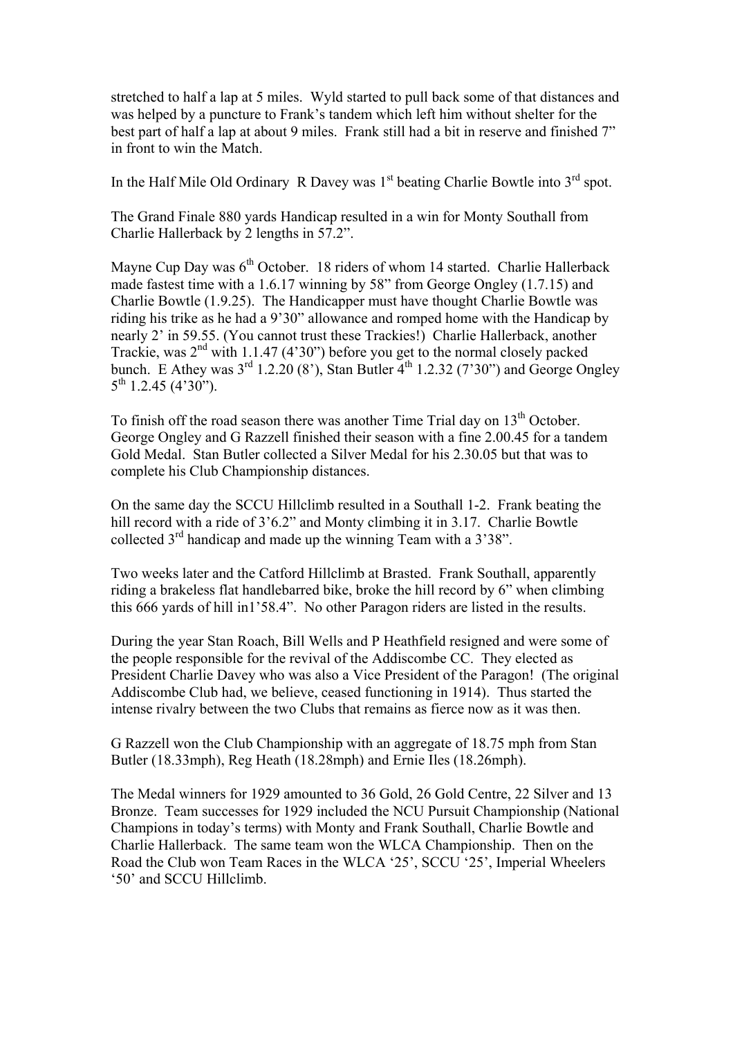stretched to half a lap at 5 miles. Wyld started to pull back some of that distances and was helped by a puncture to Frank's tandem which left him without shelter for the best part of half a lap at about 9 miles. Frank still had a bit in reserve and finished 7" in front to win the Match.

In the Half Mile Old Ordinary R Davey was 1st beating Charlie Bowtle into 3rd spot.

The Grand Finale 880 yards Handicap resulted in a win for Monty Southall from Charlie Hallerback by 2 lengths in 57.2".

Mayne Cup Day was 6th October. 18 riders of whom 14 started. Charlie Hallerback made fastest time with a 1.6.17 winning by 58" from George Ongley (1.7.15) and Charlie Bowtle (1.9.25). The Handicapper must have thought Charlie Bowtle was riding his trike as he had a 9'30" allowance and romped home with the Handicap by nearly 2' in 59.55. (You cannot trust these Trackies!) Charlie Hallerback, another Trackie, was 2nd with 1.1.47 (4'30") before you get to the normal closely packed bunch. E Athey was 3rd 1.2.20 (8'), Stan Butler 4th 1.2.32 (7'30") and George Ongley 5th 1.2.45 (4'30").

To finish off the road season there was another Time Trial day on 13th October. George Ongley and G Razzell finished their season with a fine 2.00.45 for a tandem Gold Medal. Stan Butler collected a Silver Medal for his 2.30.05 but that was to complete his Club Championship distances.

On the same day the SCCU Hillclimb resulted in a Southall 1-2. Frank beating the hill record with a ride of 3'6.2" and Monty climbing it in 3.17. Charlie Bowtle collected 3rd handicap and made up the winning Team with a 3'38".

Two weeks later and the Catford Hillclimb at Brasted. Frank Southall, apparently riding a brakeless flat handlebarred bike, broke the hill record by 6" when climbing this 666 yards of hill in1'58.4". No other Paragon riders are listed in the results.

During the year Stan Roach, Bill Wells and P Heathfield resigned and were some of the people responsible for the revival of the Addiscombe CC. They elected as President Charlie Davey who was also a Vice President of the Paragon! (The original Addiscombe Club had, we believe, ceased functioning in 1914). Thus started the intense rivalry between the two Clubs that remains as fierce now as it was then.

G Razzell won the Club Championship with an aggregate of 18.75 mph from Stan Butler (18.33mph), Reg Heath (18.28mph) and Ernie Iles (18.26mph).

The Medal winners for 1929 amounted to 36 Gold, 26 Gold Centre, 22 Silver and 13 Bronze. Team successes for 1929 included the NCU Pursuit Championship (National Champions in today's terms) with Monty and Frank Southall, Charlie Bowtle and Charlie Hallerback. The same team won the WLCA Championship. Then on the Road the Club won Team Races in the WLCA '25', SCCU '25', Imperial Wheelers '50' and SCCU Hillclimb.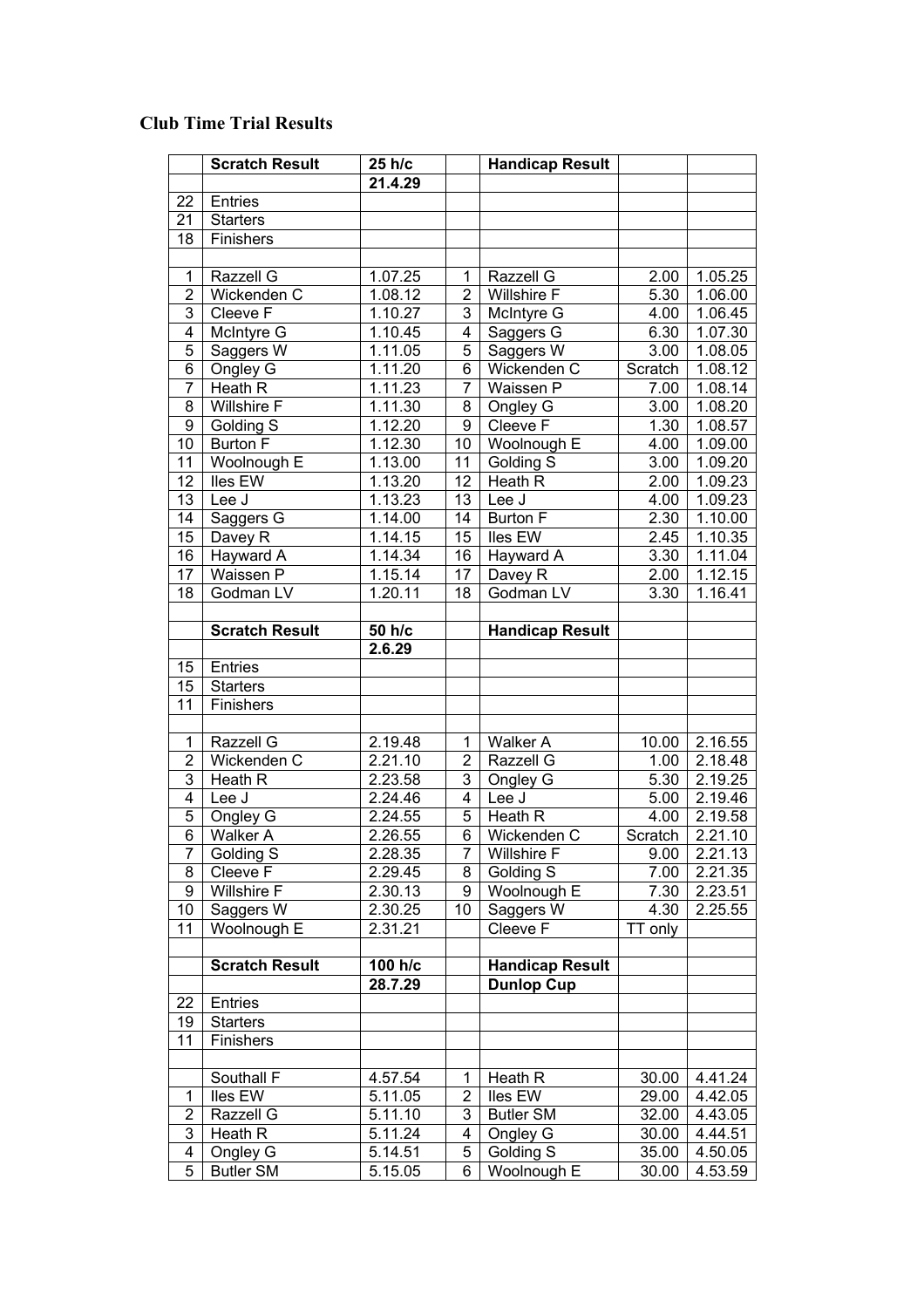# Club Time Trial Results

|  | Scratch Result | 25 h/c |  | Handicap Result |  |  |
|---|---|---|---|---|---|---|
|  |  | 21.4.29 |  |  |  |  |
| 22 | Entries |  |  |  |  |  |
| 21 | Starters |  |  |  |  |  |
| 18 | Finishers |  |  |  |  |  |
|  |  |  |  |  |  |  |
| 1 | Razzell G | 1.07.25 | 1 | Razzell G | 2.00 | 1.05.25 |
| 2 | Wickenden C | 1.08.12 | 2 | Willshire F | 5.30 | 1.06.00 |
| 3 | Cleeve F | 1.10.27 | 3 | McIntyre G | 4.00 | 1.06.45 |
| 4 | McIntyre G | 1.10.45 | 4 | Saggers G | 6.30 | 1.07.30 |
| 5 | Saggers W | 1.11.05 | 5 | Saggers W | 3.00 | 1.08.05 |
| 6 | Ongley G | 1.11.20 | 6 | Wickenden C | Scratch | 1.08.12 |
| 7 | Heath R | 1.11.23 | 7 | Waissen P | 7.00 | 1.08.14 |
| 8 | Willshire F | 1.11.30 | 8 | Ongley G | 3.00 | 1.08.20 |
| 9 | Golding S | 1.12.20 | 9 | Cleeve F | 1.30 | 1.08.57 |
| 10 | Burton F | 1.12.30 | 10 | Woolnough E | 4.00 | 1.09.00 |
| 11 | Woolnough E | 1.13.00 | 11 | Golding S | 3.00 | 1.09.20 |
| 12 | Iles EW | 1.13.20 | 12 | Heath R | 2.00 | 1.09.23 |
| 13 | Lee J | 1.13.23 | 13 | Lee J | 4.00 | 1.09.23 |
| 14 | Saggers G | 1.14.00 | 14 | Burton F | 2.30 | 1.10.00 |
| 15 | Davey R | 1.14.15 | 15 | Iles EW | 2.45 | 1.10.35 |
| 16 | Hayward A | 1.14.34 | 16 | Hayward A | 3.30 | 1.11.04 |
| 17 | Waissen P | 1.15.14 | 17 | Davey R | 2.00 | 1.12.15 |
| 18 | Godman LV | 1.20.11 | 18 | Godman LV | 3.30 | 1.16.41 |
|  |  |  |  |  |  |  |
|  | **Scratch Result** | **50 h/c** |  | **Handicap Result** |  |  |
|  |  | **2.6.29** |  |  |  |  |
| 15 | Entries |  |  |  |  |  |
| 15 | Starters |  |  |  |  |  |
| 11 | Finishers |  |  |  |  |  |
|  |  |  |  |  |  |  |
| 1 | Razzell G | 2.19.48 | 1 | Walker A | 10.00 | 2.16.55 |
| 2 | Wickenden C | 2.21.10 | 2 | Razzell G | 1.00 | 2.18.48 |
| 3 | Heath R | 2.23.58 | 3 | Ongley G | 5.30 | 2.19.25 |
| 4 | Lee J | 2.24.46 | 4 | Lee J | 5.00 | 2.19.46 |
| 5 | Ongley G | 2.24.55 | 5 | Heath R | 4.00 | 2.19.58 |
| 6 | Walker A | 2.26.55 | 6 | Wickenden C | Scratch | 2.21.10 |
| 7 | Golding S | 2.28.35 | 7 | Willshire F | 9.00 | 2.21.13 |
| 8 | Cleeve F | 2.29.45 | 8 | Golding S | 7.00 | 2.21.35 |
| 9 | Willshire F | 2.30.13 | 9 | Woolnough E | 7.30 | 2.23.51 |
| 10 | Saggers W | 2.30.25 | 10 | Saggers W | 4.30 | 2.25.55 |
| 11 | Woolnough E | 2.31.21 |  | Cleeve F | TT only |  |
|  |  |  |  |  |  |  |
|  | **Scratch Result** | **100 h/c** |  | **Handicap Result** |  |  |
|  |  | **28.7.29** |  | **Dunlop Cup** |  |  |
| 22 | Entries |  |  |  |  |  |
| 19 | Starters |  |  |  |  |  |
| 11 | Finishers |  |  |  |  |  |
|  |  |  |  |  |  |  |
|  | Southall F | 4.57.54 | 1 | Heath R | 30.00 | 4.41.24 |
| 1 | Iles EW | 5.11.05 | 2 | Iles EW | 29.00 | 4.42.05 |
| 2 | Razzell G | 5.11.10 | 3 | Butler SM | 32.00 | 4.43.05 |
| 3 | Heath R | 5.11.24 | 4 | Ongley G | 30.00 | 4.44.51 |
| 4 | Ongley G | 5.14.51 | 5 | Golding S | 35.00 | 4.50.05 |
| 5 | Butler SM | 5.15.05 | 6 | Woolnough E | 30.00 | 4.53.59 |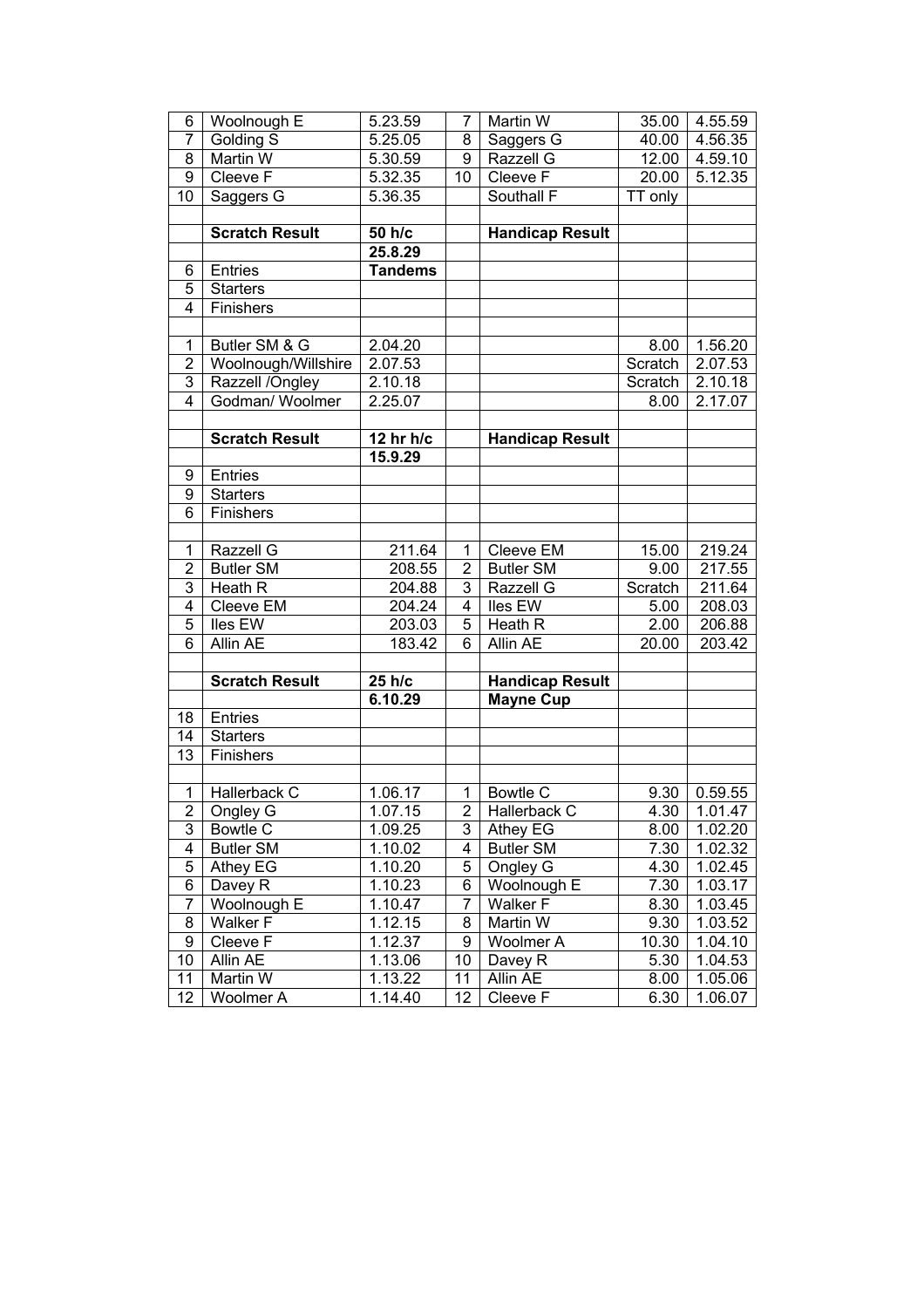| | | | | | | |
|---|---|---|---|---|---|---|
| 6 | Woolnough E | 5.23.59 | 7 | Martin W | 35.00 | 4.55.59 |
| 7 | Golding S | 5.25.05 | 8 | Saggers G | 40.00 | 4.56.35 |
| 8 | Martin W | 5.30.59 | 9 | Razzell G | 12.00 | 4.59.10 |
| 9 | Cleeve F | 5.32.35 | 10 | Cleeve F | 20.00 | 5.12.35 |
| 10 | Saggers G | 5.36.35 | | Southall F | TT only | |
| | | | | | | |
| | **Scratch Result** | **50 h/c** | | **Handicap Result** | | |
| | | **25.8.29** | | | | |
| 6 | Entries | **Tandems** | | | | |
| 5 | Starters | | | | | |
| 4 | Finishers | | | | | |
| | | | | | | |
| 1 | Butler SM & G | 2.04.20 | | | 8.00 | 1.56.20 |
| 2 | Woolnough/Willshire | 2.07.53 | | | Scratch | 2.07.53 |
| 3 | Razzell /Ongley | 2.10.18 | | | Scratch | 2.10.18 |
| 4 | Godman/ Woolmer | 2.25.07 | | | 8.00 | 2.17.07 |
| | | | | | | |
| | **Scratch Result** | **12 hr h/c** | | **Handicap Result** | | |
| | | **15.9.29** | | | | |
| 9 | Entries | | | | | |
| 9 | Starters | | | | | |
| 6 | Finishers | | | | | |
| | | | | | | |
| 1 | Razzell G | 211.64 | 1 | Cleeve EM | 15.00 | 219.24 |
| 2 | Butler SM | 208.55 | 2 | Butler SM | 9.00 | 217.55 |
| 3 | Heath R | 204.88 | 3 | Razzell G | Scratch | 211.64 |
| 4 | Cleeve EM | 204.24 | 4 | Iles EW | 5.00 | 208.03 |
| 5 | Iles EW | 203.03 | 5 | Heath R | 2.00 | 206.88 |
| 6 | Allin AE | 183.42 | 6 | Allin AE | 20.00 | 203.42 |
| | | | | | | |
| | **Scratch Result** | **25 h/c** | | **Handicap Result** | | |
| | | **6.10.29** | | **Mayne Cup** | | |
| 18 | Entries | | | | | |
| 14 | Starters | | | | | |
| 13 | Finishers | | | | | |
| | | | | | | |
| 1 | Hallerback C | 1.06.17 | 1 | Bowtle C | 9.30 | 0.59.55 |
| 2 | Ongley G | 1.07.15 | 2 | Hallerback C | 4.30 | 1.01.47 |
| 3 | Bowtle C | 1.09.25 | 3 | Athey EG | 8.00 | 1.02.20 |
| 4 | Butler SM | 1.10.02 | 4 | Butler SM | 7.30 | 1.02.32 |
| 5 | Athey EG | 1.10.20 | 5 | Ongley G | 4.30 | 1.02.45 |
| 6 | Davey R | 1.10.23 | 6 | Woolnough E | 7.30 | 1.03.17 |
| 7 | Woolnough E | 1.10.47 | 7 | Walker F | 8.30 | 1.03.45 |
| 8 | Walker F | 1.12.15 | 8 | Martin W | 9.30 | 1.03.52 |
| 9 | Cleeve F | 1.12.37 | 9 | Woolmer A | 10.30 | 1.04.10 |
| 10 | Allin AE | 1.13.06 | 10 | Davey R | 5.30 | 1.04.53 |
| 11 | Martin W | 1.13.22 | 11 | Allin AE | 8.00 | 1.05.06 |
| 12 | Woolmer A | 1.14.40 | 12 | Cleeve F | 6.30 | 1.06.07 |